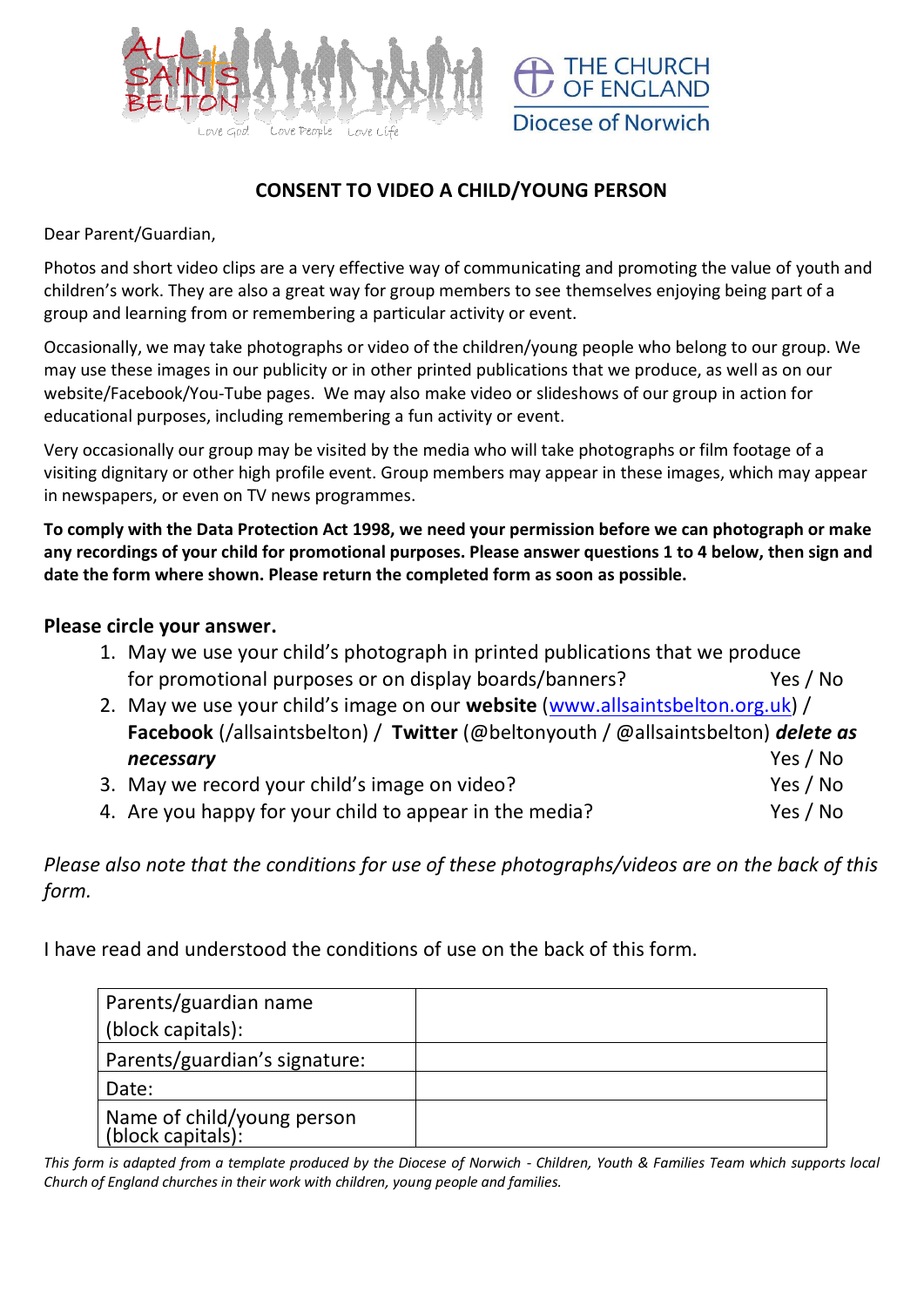ALL SAINTS BELTON

Love God Love People Love Life

THE CHURCH OF ENGLAND
Diocese of Norwich

## CONSENT TO VIDEO A CHILD/YOUNG PERSON

Dear Parent/Guardian,

Photos and short video clips are a very effective way of communicating and promoting the value of youth and children's work. They are also a great way for group members to see themselves enjoying being part of a group and learning from or remembering a particular activity or event.

Occasionally, we may take photographs or video of the children/young people who belong to our group. We may use these images in our publicity or in other printed publications that we produce, as well as on our website/Facebook/You-Tube pages. We may also make video or slideshows of our group in action for educational purposes, including remembering a fun activity or event.

Very occasionally our group may be visited by the media who will take photographs or film footage of a visiting dignitary or other high profile event. Group members may appear in these images, which may appear in newspapers, or even on TV news programmes.

**To comply with the Data Protection Act 1998, we need your permission before we can photograph or make any recordings of your child for promotional purposes. Please answer questions 1 to 4 below, then sign and date the form where shown. Please return the completed form as soon as possible.**

### Please circle your answer.

1. May we use your child's photograph in printed publications that we produce for promotional purposes or on display boards/banners? Yes / No
2. May we use your child's image on our **website** (www.allsaintsbelton.org.uk) / **Facebook** (/allsaintsbelton) / **Twitter** (@beltonyouth / @allsaintsbelton) ***delete as necessary*** Yes / No
3. May we record your child's image on video? Yes / No
4. Are you happy for your child to appear in the media? Yes / No

*Please also note that the conditions for use of these photographs/videos are on the back of this form.*

I have read and understood the conditions of use on the back of this form.

| Parents/guardian name (block capitals): | |
|---|---|
| Parents/guardian's signature: | |
| Date: | |
| Name of child/young person (block capitals): | |

*This form is adapted from a template produced by the Diocese of Norwich - Children, Youth & Families Team which supports local Church of England churches in their work with children, young people and families.*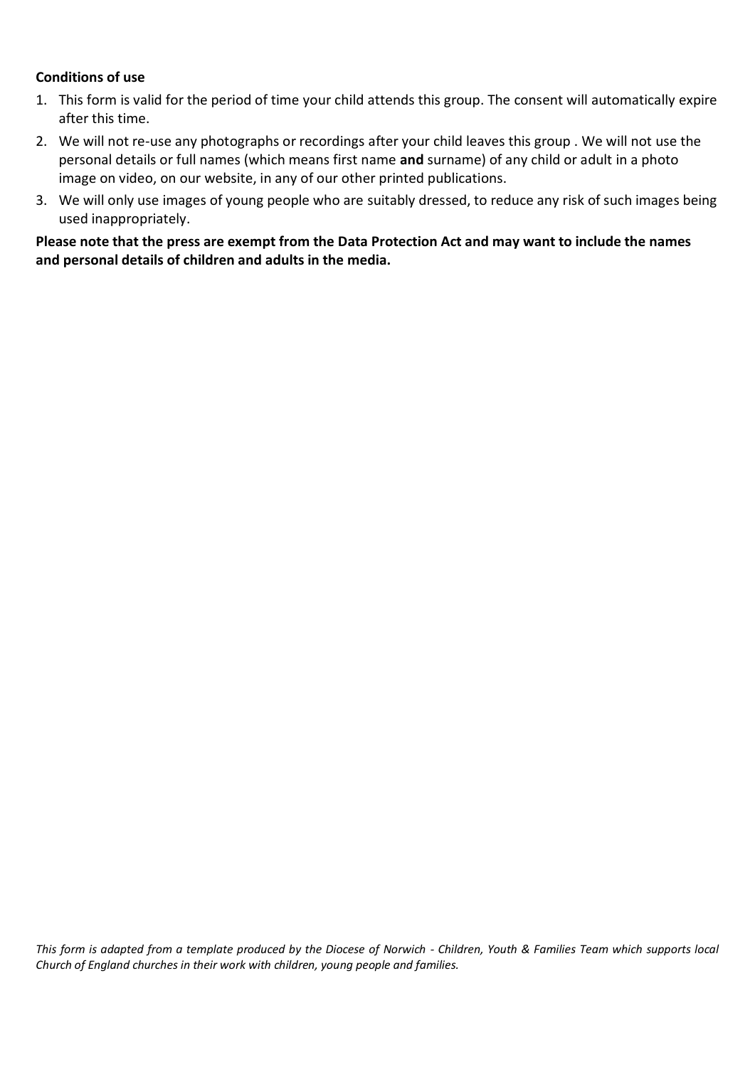**Conditions of use**

1. This form is valid for the period of time your child attends this group. The consent will automatically expire after this time.
2. We will not re-use any photographs or recordings after your child leaves this group . We will not use the personal details or full names (which means first name **and** surname) of any child or adult in a photo image on video, on our website, in any of our other printed publications.
3. We will only use images of young people who are suitably dressed, to reduce any risk of such images being used inappropriately.

**Please note that the press are exempt from the Data Protection Act and may want to include the names and personal details of children and adults in the media.**

*This form is adapted from a template produced by the Diocese of Norwich - Children, Youth & Families Team which supports local Church of England churches in their work with children, young people and families.*